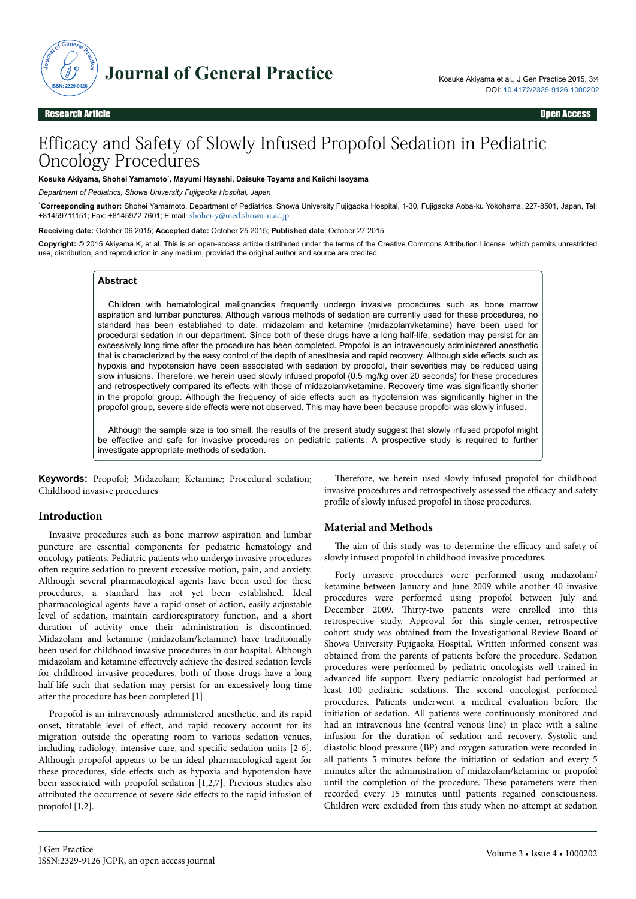# Efficacy and Safety of Slowly Infused Propofol Sedation in Pediatric Oncology Procedures

**Kosuke Akiyama, Shohei Yamamoto*, Mayumi Hayashi, Daisuke Toyama and Keiichi Isoyama**

*Department of Pediatrics, Showa University Fujigaoka Hospital, Japan*

***Corresponding author:** Shohei Yamamoto, Department of Pediatrics, Showa University Fujigaoka Hospital, 1-30, Fujigaoka Aoba-ku Yokohama, 227-8501, Japan, Tel: +81459711151; Fax: +8145972 7601; E mail: shohei-y@med.showa-u.ac.jp

**Receiving date:** October 06 2015; **Accepted date:** October 25 2015; **Published date**: October 27 2015

**Copyright:** © 2015 Akiyama K, et al. This is an open-access article distributed under the terms of the Creative Commons Attribution License, which permits unrestricted use, distribution, and reproduction in any medium, provided the original author and source are credited.

## Abstract

Children with hematological malignancies frequently undergo invasive procedures such as bone marrow aspiration and lumbar punctures. Although various methods of sedation are currently used for these procedures, no standard has been established to date. midazolam and ketamine (midazolam/ketamine) have been used for procedural sedation in our department. Since both of these drugs have a long half-life, sedation may persist for an excessively long time after the procedure has been completed. Propofol is an intravenously administered anesthetic that is characterized by the easy control of the depth of anesthesia and rapid recovery. Although side effects such as hypoxia and hypotension have been associated with sedation by propofol, their severities may be reduced using slow infusions. Therefore, we herein used slowly infused propofol (0.5 mg/kg over 20 seconds) for these procedures and retrospectively compared its effects with those of midazolam/ketamine. Recovery time was significantly shorter in the propofol group. Although the frequency of side effects such as hypotension was significantly higher in the propofol group, severe side effects were not observed. This may have been because propofol was slowly infused.

Although the sample size is too small, the results of the present study suggest that slowly infused propofol might be effective and safe for invasive procedures on pediatric patients. A prospective study is required to further investigate appropriate methods of sedation.

**Keywords:** Propofol; Midazolam; Ketamine; Procedural sedation; Childhood invasive procedures

## Introduction

Invasive procedures such as bone marrow aspiration and lumbar puncture are essential components for pediatric hematology and oncology patients. Pediatric patients who undergo invasive procedures often require sedation to prevent excessive motion, pain, and anxiety. Although several pharmacological agents have been used for these procedures, a standard has not yet been established. Ideal pharmacological agents have a rapid-onset of action, easily adjustable level of sedation, maintain cardiorespiratory function, and a short duration of activity once their administration is discontinued. Midazolam and ketamine (midazolam/ketamine) have traditionally been used for childhood invasive procedures in our hospital. Although midazolam and ketamine effectively achieve the desired sedation levels for childhood invasive procedures, both of those drugs have a long half-life such that sedation may persist for an excessively long time after the procedure has been completed [1].

Propofol is an intravenously administered anesthetic, and its rapid onset, titratable level of effect, and rapid recovery account for its migration outside the operating room to various sedation venues, including radiology, intensive care, and specific sedation units [2-6]. Although propofol appears to be an ideal pharmacological agent for these procedures, side effects such as hypoxia and hypotension have been associated with propofol sedation [1,2,7]. Previous studies also attributed the occurrence of severe side effects to the rapid infusion of propofol [1,2].

Therefore, we herein used slowly infused propofol for childhood invasive procedures and retrospectively assessed the efficacy and safety profile of slowly infused propofol in those procedures.

## Material and Methods

The aim of this study was to determine the efficacy and safety of slowly infused propofol in childhood invasive procedures.

Forty invasive procedures were performed using midazolam/ketamine between January and June 2009 while another 40 invasive procedures were performed using propofol between July and December 2009. Thirty-two patients were enrolled into this retrospective study. Approval for this single-center, retrospective cohort study was obtained from the Investigational Review Board of Showa University Fujigaoka Hospital. Written informed consent was obtained from the parents of patients before the procedure. Sedation procedures were performed by pediatric oncologists well trained in advanced life support. Every pediatric oncologist had performed at least 100 pediatric sedations. The second oncologist performed procedures. Patients underwent a medical evaluation before the initiation of sedation. All patients were continuously monitored and had an intravenous line (central venous line) in place with a saline infusion for the duration of sedation and recovery. Systolic and diastolic blood pressure (BP) and oxygen saturation were recorded in all patients 5 minutes before the initiation of sedation and every 5 minutes after the administration of midazolam/ketamine or propofol until the completion of the procedure. These parameters were then recorded every 15 minutes until patients regained consciousness. Children were excluded from this study when no attempt at sedation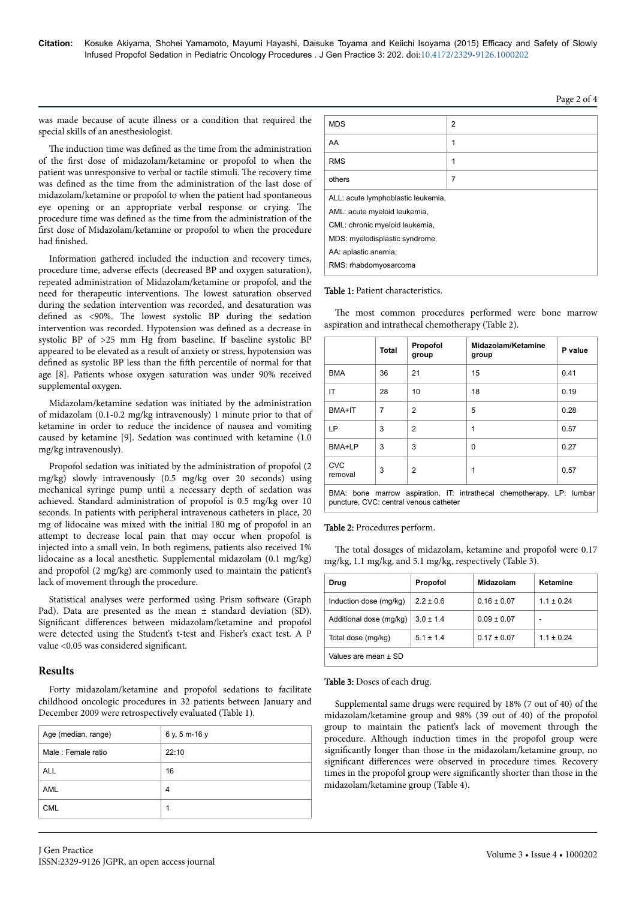was made because of acute illness or a condition that required the special skills of an anesthesiologist.

The induction time was defined as the time from the administration of the first dose of midazolam/ketamine or propofol to when the patient was unresponsive to verbal or tactile stimuli. The recovery time was defined as the time from the administration of the last dose of midazolam/ketamine or propofol to when the patient had spontaneous eye opening or an appropriate verbal response or crying. The procedure time was defined as the time from the administration of the first dose of Midazolam/ketamine or propofol to when the procedure had finished.

Information gathered included the induction and recovery times, procedure time, adverse effects (decreased BP and oxygen saturation), repeated administration of Midazolam/ketamine or propofol, and the need for therapeutic interventions. The lowest saturation observed during the sedation intervention was recorded, and desaturation was defined as <90%. The lowest systolic BP during the sedation intervention was recorded. Hypotension was defined as a decrease in systolic BP of >25 mm Hg from baseline. If baseline systolic BP appeared to be elevated as a result of anxiety or stress, hypotension was defined as systolic BP less than the fifth percentile of normal for that age [8]. Patients whose oxygen saturation was under 90% received supplemental oxygen.

Midazolam/ketamine sedation was initiated by the administration of midazolam (0.1-0.2 mg/kg intravenously) 1 minute prior to that of ketamine in order to reduce the incidence of nausea and vomiting caused by ketamine [9]. Sedation was continued with ketamine (1.0 mg/kg intravenously).

Propofol sedation was initiated by the administration of propofol (2 mg/kg) slowly intravenously (0.5 mg/kg over 20 seconds) using mechanical syringe pump until a necessary depth of sedation was achieved. Standard administration of propofol is 0.5 mg/kg over 10 seconds. In patients with peripheral intravenous catheters in place, 20 mg of lidocaine was mixed with the initial 180 mg of propofol in an attempt to decrease local pain that may occur when propofol is injected into a small vein. In both regimens, patients also received 1% lidocaine as a local anesthetic. Supplemental midazolam (0.1 mg/kg) and propofol (2 mg/kg) are commonly used to maintain the patient's lack of movement through the procedure.

Statistical analyses were performed using Prism software (Graph Pad). Data are presented as the mean ± standard deviation (SD). Significant differences between midazolam/ketamine and propofol were detected using the Student's t-test and Fisher's exact test. A P value <0.05 was considered significant.

## Results

Forty midazolam/ketamine and propofol sedations to facilitate childhood oncologic procedures in 32 patients between January and December 2009 were retrospectively evaluated (Table 1).

| | |
|---|---|
| Age (median, range) | 6 y, 5 m-16 y |
| Male : Female ratio | 22:10 |
| ALL | 16 |
| AML | 4 |
| CML | 1 |
| MDS | 2 |
| AA | 1 |
| RMS | 1 |
| others | 7 |

ALL: acute lymphoblastic leukemia,
AML: acute myeloid leukemia,
CML: chronic myeloid leukemia,
MDS: myelodisplastic syndrome,
AA: aplastic anemia,
RMS: rhabdomyosarcoma

**Table 1:** Patient characteristics.

The most common procedures performed were bone marrow aspiration and intrathecal chemotherapy (Table 2).

| | Total | Propofol group | Midazolam/Ketamine group | P value |
|---|---|---|---|---|
| BMA | 36 | 21 | 15 | 0.41 |
| IT | 28 | 10 | 18 | 0.19 |
| BMA+IT | 7 | 2 | 5 | 0.28 |
| LP | 3 | 2 | 1 | 0.57 |
| BMA+LP | 3 | 3 | 0 | 0.27 |
| CVC removal | 3 | 2 | 1 | 0.57 |

BMA: bone marrow aspiration, IT: intrathecal chemotherapy, LP: lumbar puncture, CVC: central venous catheter

**Table 2:** Procedures perform.

The total dosages of midazolam, ketamine and propofol were 0.17 mg/kg, 1.1 mg/kg, and 5.1 mg/kg, respectively (Table 3).

| Drug | Propofol | Midazolam | Ketamine |
|---|---|---|---|
| Induction dose (mg/kg) | 2.2 ± 0.6 | 0.16 ± 0.07 | 1.1 ± 0.24 |
| Additional dose (mg/kg) | 3.0 ± 1.4 | 0.09 ± 0.07 | - |
| Total dose (mg/kg) | 5.1 ± 1.4 | 0.17 ± 0.07 | 1.1 ± 0.24 |

Values are mean ± SD

**Table 3:** Doses of each drug.

Supplemental same drugs were required by 18% (7 out of 40) of the midazolam/ketamine group and 98% (39 out of 40) of the propofol group to maintain the patient's lack of movement through the procedure. Although induction times in the propofol group were significantly longer than those in the midazolam/ketamine group, no significant differences were observed in procedure times. Recovery times in the propofol group were significantly shorter than those in the midazolam/ketamine group (Table 4).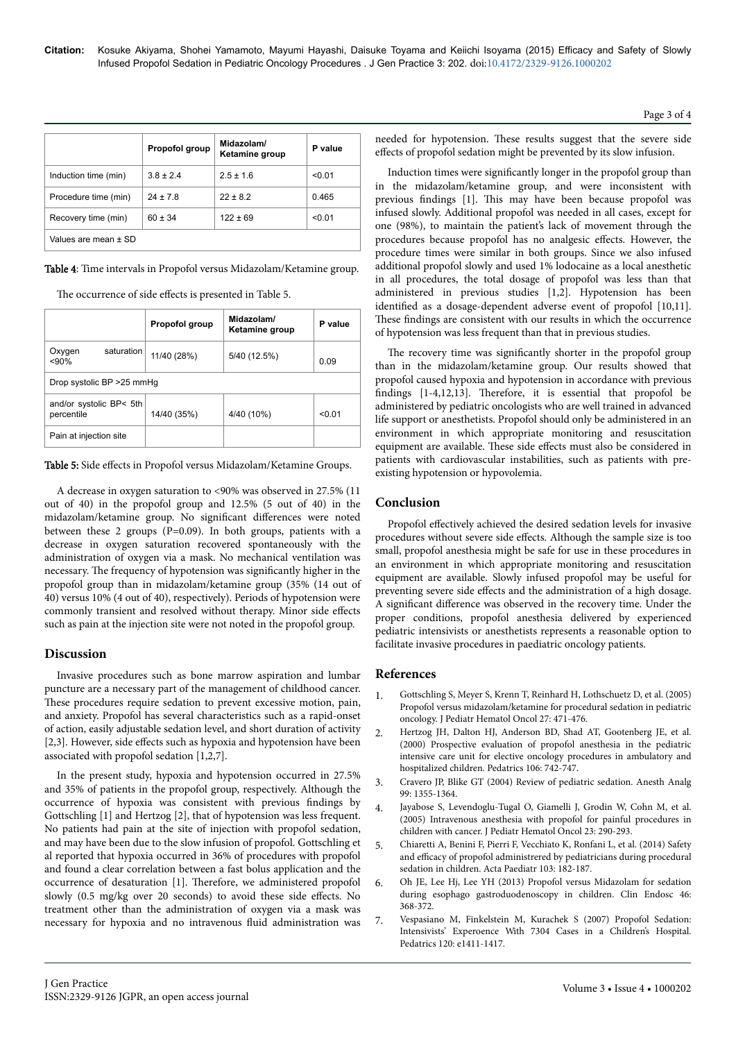| | Propofol group | Midazolam/ Ketamine group | P value |
|---|---|---|---|
| Induction time (min) | 3.8 ± 2.4 | 2.5 ± 1.6 | <0.01 |
| Procedure time (min) | 24 ± 7.8 | 22 ± 8.2 | 0.465 |
| Recovery time (min) | 60 ± 34 | 122 ± 69 | <0.01 |
| Values are mean ± SD | | | |

**Table 4**: Time intervals in Propofol versus Midazolam/Ketamine group.

The occurrence of side effects is presented in Table 5.

| | Propofol group | Midazolam/ Ketamine group | P value |
|---|---|---|---|
| Oxygen saturation <90% | 11/40 (28%) | 5/40 (12.5%) | 0.09 |
| Drop systolic BP >25 mmHg | | | |
| and/or systolic BP< 5th percentile | 14/40 (35%) | 4/40 (10%) | <0.01 |
| Pain at injection site | | | |

**Table 5:** Side effects in Propofol versus Midazolam/Ketamine Groups.

A decrease in oxygen saturation to <90% was observed in 27.5% (11 out of 40) in the propofol group and 12.5% (5 out of 40) in the midazolam/ketamine group. No significant differences were noted between these 2 groups (P=0.09). In both groups, patients with a decrease in oxygen saturation recovered spontaneously with the administration of oxygen via a mask. No mechanical ventilation was necessary. The frequency of hypotension was significantly higher in the propofol group than in midazolam/ketamine group (35% (14 out of 40) versus 10% (4 out of 40), respectively). Periods of hypotension were commonly transient and resolved without therapy. Minor side effects such as pain at the injection site were not noted in the propofol group.

## Discussion

Invasive procedures such as bone marrow aspiration and lumbar puncture are a necessary part of the management of childhood cancer. These procedures require sedation to prevent excessive motion, pain, and anxiety. Propofol has several characteristics such as a rapid-onset of action, easily adjustable sedation level, and short duration of activity [2,3]. However, side effects such as hypoxia and hypotension have been associated with propofol sedation [1,2,7].

In the present study, hypoxia and hypotension occurred in 27.5% and 35% of patients in the propofol group, respectively. Although the occurrence of hypoxia was consistent with previous findings by Gottschling [1] and Hertzog [2], that of hypotension was less frequent. No patients had pain at the site of injection with propofol sedation, and may have been due to the slow infusion of propofol. Gottschling et al reported that hypoxia occurred in 36% of procedures with propofol and found a clear correlation between a fast bolus application and the occurrence of desaturation [1]. Therefore, we administered propofol slowly (0.5 mg/kg over 20 seconds) to avoid these side effects. No treatment other than the administration of oxygen via a mask was necessary for hypoxia and no intravenous fluid administration was needed for hypotension. These results suggest that the severe side effects of propofol sedation might be prevented by its slow infusion.

Induction times were significantly longer in the propofol group than in the midazolam/ketamine group, and were inconsistent with previous findings [1]. This may have been because propofol was infused slowly. Additional propofol was needed in all cases, except for one (98%), to maintain the patient's lack of movement through the procedures because propofol has no analgesic effects. However, the procedure times were similar in both groups. Since we also infused additional propofol slowly and used 1% lodocaine as a local anesthetic in all procedures, the total dosage of propofol was less than that administered in previous studies [1,2]. Hypotension has been identified as a dosage-dependent adverse event of propofol [10,11]. These findings are consistent with our results in which the occurrence of hypotension was less frequent than that in previous studies.

The recovery time was significantly shorter in the propofol group than in the midazolam/ketamine group. Our results showed that propofol caused hypoxia and hypotension in accordance with previous findings [1-4,12,13]. Therefore, it is essential that propofol be administered by pediatric oncologists who are well trained in advanced life support or anesthetists. Propofol should only be administered in an environment in which appropriate monitoring and resuscitation equipment are available. These side effects must also be considered in patients with cardiovascular instabilities, such as patients with pre-existing hypotension or hypovolemia.

## Conclusion

Propofol effectively achieved the desired sedation levels for invasive procedures without severe side effects. Although the sample size is too small, propofol anesthesia might be safe for use in these procedures in an environment in which appropriate monitoring and resuscitation equipment are available. Slowly infused propofol may be useful for preventing severe side effects and the administration of a high dosage. A significant difference was observed in the recovery time. Under the proper conditions, propofol anesthesia delivered by experienced pediatric intensivists or anesthetists represents a reasonable option to facilitate invasive procedures in paediatric oncology patients.

## References

1. Gottschling S, Meyer S, Krenn T, Reinhard H, Lothschuetz D, et al. (2005) Propofol versus midazolam/ketamine for procedural sedation in pediatric oncology. J Pediatr Hematol Oncol 27: 471-476.
2. Hertzog JH, Dalton HJ, Anderson BD, Shad AT, Gootenberg JE, et al. (2000) Prospective evaluation of propofol anesthesia in the pediatric intensive care unit for elective oncology procedures in ambulatory and hospitalized children. Pediatrics 106: 742-747.
3. Cravero JP, Blike GT (2004) Review of pediatric sedation. Anesth Analg 99: 1355-1364.
4. Jayabose S, Levendoglu-Tugal O, Giamelli J, Grodin W, Cohn M, et al. (2005) Intravenous anesthesia with propofol for painful procedures in children with cancer. J Pediatr Hematol Oncol 23: 290-293.
5. Chiaretti A, Benini F, Pierri F, Vecchiato K, Ronfani L, et al. (2014) Safety and efficacy of propofol administrered by pediatricians during procedural sedation in children. Acta Paediatr 103: 182-187.
6. Oh JE, Lee Hj, Lee YH (2013) Propofol versus Midazolam for sedation during esophago gastroduodenoscopy in children. Clin Endosc 46: 368-372.
7. Vespasiano M, Finkelstein M, Kurachek S (2007) Propofol Sedation: Intensivists' Experoence With 7304 Cases in a Children's Hospital. Pediatrics 120: e1411-1417.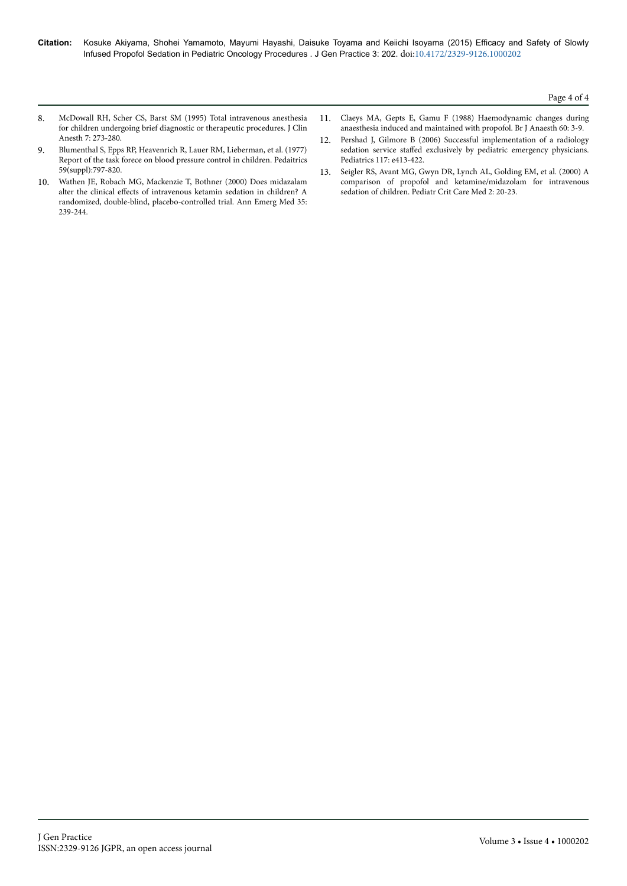8. McDowall RH, Scher CS, Barst SM (1995) Total intravenous anesthesia for children undergoing brief diagnostic or therapeutic procedures. J Clin Anesth 7: 273-280.
9. Blumenthal S, Epps RP, Heavenrich R, Lauer RM, Lieberman, et al. (1977) Report of the task forece on blood pressure control in children. Pedaitrics 59(suppl):797-820.
10. Wathen JE, Robach MG, Mackenzie T, Bothner (2000) Does midazalam alter the clinical effects of intravenous ketamin sedation in children? A randomized, double-blind, placebo-controlled trial. Ann Emerg Med 35: 239-244.
11. Claeys MA, Gepts E, Gamu F (1988) Haemodynamic changes during anaesthesia induced and maintained with propofol. Br J Anaesth 60: 3-9.
12. Pershad J, Gilmore B (2006) Successful implementation of a radiology sedation service staffed exclusively by pediatric emergency physicians. Pediatrics 117: e413-422.
13. Seigler RS, Avant MG, Gwyn DR, Lynch AL, Golding EM, et al. (2000) A comparison of propofol and ketamine/midazolam for intravenous sedation of children. Pediatr Crit Care Med 2: 20-23.